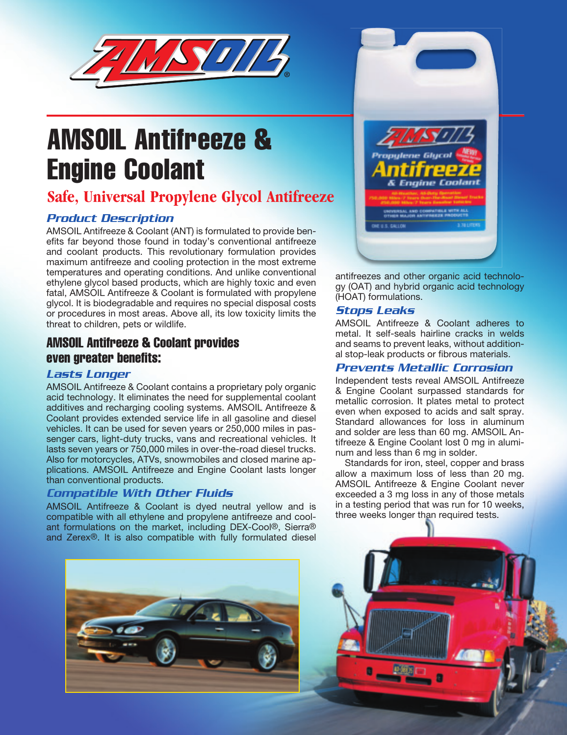# AMSOIL Antifreeze & Engine Coolant

## Safe, Universal Propylene Glycol Antifreeze

### *Product Description*

AMSOIL Antifreeze & Coolant (ANT) is formulated to provide benefits far beyond those found in today's conventional antifreeze and coolant products. This revolutionary formulation provides maximum antifreeze and cooling protection in the most extreme temperatures and operating conditions. And unlike conventional ethylene glycol based products, which are highly toxic and even fatal, AMSOIL Antifreeze & Coolant is formulated with propylene glycol. It is biodegradable and requires no special disposal costs or procedures in most areas. Above all, its low toxicity limits the threat to children, pets or wildlife.

## AMSOIL Antifreeze & Coolant provides even greater benefits:

### *Lasts Longer*

AMSOIL Antifreeze & Coolant contains a proprietary poly organic acid technology. It eliminates the need for supplemental coolant additives and recharging cooling systems. AMSOIL Antifreeze & Coolant provides extended service life in all gasoline and diesel vehicles. It can be used for seven years or 250,000 miles in passenger cars, light-duty trucks, vans and recreational vehicles. It lasts seven years or 750,000 miles in over-the-road diesel trucks. Also for motorcycles, ATVs, snowmobiles and closed marine applications. AMSOIL Antifreeze and Engine Coolant lasts longer than conventional products.

### *Compatible With Other Fluids*

AMSOIL Antifreeze & Coolant is dyed neutral yellow and is compatible with all ethylene and propylene antifreeze and coolant formulations on the market, including DEX-Cool®, Sierra® and Zerex®. It is also compatible with fully formulated diesel antifreezes and other organic acid technology (OAT) and hybrid organic acid technology (HOAT) formulations.

### *Stops Leaks*

AMSOIL Antifreeze & Coolant adheres to metal. It self-seals hairline cracks in welds and seams to prevent leaks, without additional stop-leak products or fibrous materials.

### *Prevents Metallic Corrosion*

Independent tests reveal AMSOIL Antifreeze & Engine Coolant surpassed standards for metallic corrosion. It plates metal to protect even when exposed to acids and salt spray. Standard allowances for loss in aluminum and solder are less than 60 mg. AMSOIL Antifreeze & Engine Coolant lost 0 mg in aluminum and less than 6 mg in solder.

Standards for iron, steel, copper and brass allow a maximum loss of less than 20 mg. AMSOIL Antifreeze & Engine Coolant never exceeded a 3 mg loss in any of those metals in a testing period that was run for 10 weeks, three weeks longer than required tests.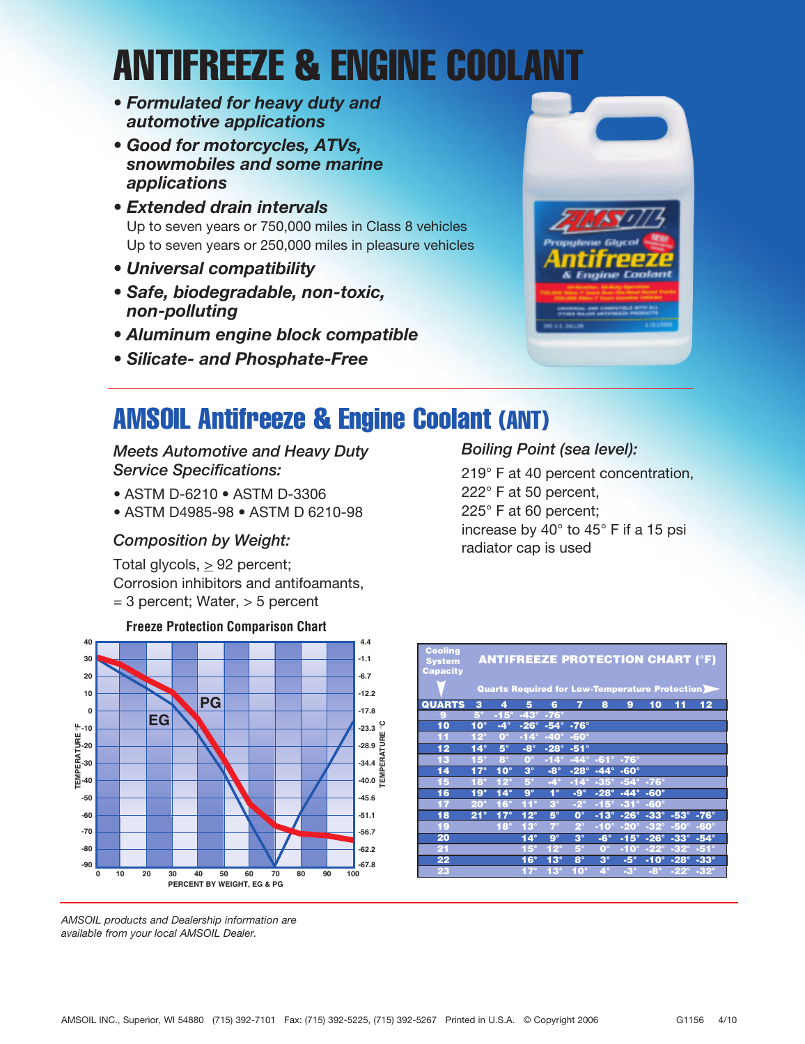# ANTIFREEZE & ENGINE COOLANT

- ***Formulated for heavy duty and automotive applications***
- ***Good for motorcycles, ATVs, snowmobiles and some marine applications***
- ***Extended drain intervals***
  Up to seven years or 750,000 miles in Class 8 vehicles
  Up to seven years or 250,000 miles in pleasure vehicles
- ***Universal compatibility***
- ***Safe, biodegradable, non-toxic, non-polluting***
- ***Aluminum engine block compatible***
- ***Silicate- and Phosphate-Free***

## AMSOIL Antifreeze & Engine Coolant (ANT)

*Meets Automotive and Heavy Duty Service Specifications:*

- ASTM D-6210 • ASTM D-3306
- ASTM D4985-98 • ASTM D 6210-98

*Composition by Weight:*

Total glycols, ≥ 92 percent;
Corrosion inhibitors and antifoamants, = 3 percent; Water, > 5 percent

*Boiling Point (sea level):*

219° F at 40 percent concentration,
222° F at 50 percent,
225° F at 60 percent;
increase by 40° to 45° F if a 15 psi radiator cap is used

**Freeze Protection Comparison Chart**

TEMPERATURE °F: 40, 30, 20, 10, 0, -10, -20, -30, -40, -50, -60, -70, -80, -90

TEMPERATURE °C: 4.4, -1.1, -6.7, -12.2, -17.8, -23.3, -28.9, -34.4, -40.0, -45.6, -51.1, -56.7, -62.2, -67.8

PG

EG

PERCENT BY WEIGHT, EG & PG: 0, 10, 20, 30, 40, 50, 60, 70, 80, 90, 100

**ANTIFREEZE PROTECTION CHART (°F)**

Cooling System Capacity — Quarts Required for Low-Temperature Protection

| QUARTS | 3 | 4 | 5 | 6 | 7 | 8 | 9 | 10 | 11 | 12 |
|---|---|---|---|---|---|---|---|---|---|---|
| 9 | 5° | -15° | -43° | -76° | | | | | | |
| 10 | 10° | -4° | -26° | -54° | -76° | | | | | |
| 11 | 12° | 0° | -14° | -40° | -60° | | | | | |
| 12 | 14° | 5° | -8° | -28° | -51° | | | | | |
| 13 | 15° | 8° | 0° | -14° | -44° | -61° | -76° | | | |
| 14 | 17° | 10° | 3° | -8° | -28° | -44° | -60° | | | |
| 15 | 18° | 12° | 5° | -4° | -14° | -35° | -54° | -76° | | |
| 16 | 19° | 14° | 9° | 1° | -9° | -28° | -44° | -60° | | |
| 17 | 20° | 16° | 11° | 3° | -2° | -15° | -31° | -60° | | |
| 18 | 21° | 17° | 12° | 5° | 0° | -13° | -26° | -33° | -53° | -76° |
| 19 | | 18° | 13° | 7° | 2° | -10° | -20° | -32° | -50° | -60° |
| 20 | | | 14° | 9° | 3° | -6° | -15° | -26° | -33° | -54° |
| 21 | | | 15° | 12° | 5° | 0° | -10° | -22° | -32° | -51° |
| 22 | | | 16° | 13° | 8° | 3° | -5° | -10° | -28° | -33° |
| 23 | | | 17° | 13° | 10° | 4° | -3° | -8° | -22° | -32° |

*AMSOIL products and Dealership information are available from your local AMSOIL Dealer.*